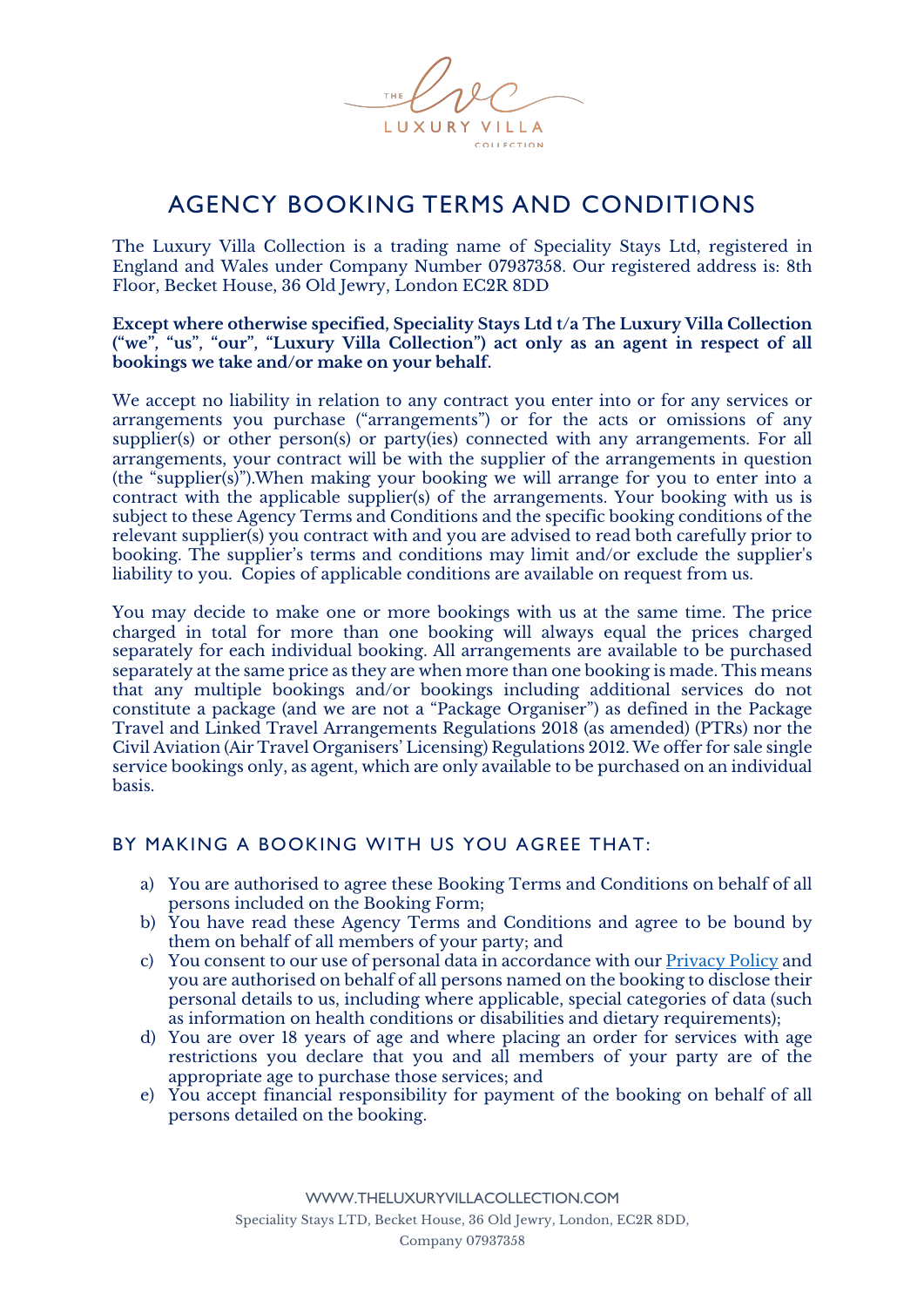# AGENCY BOOKING TERMS AND CONDITIONS

The Luxury Villa Collection is a trading name of Speciality Stays Ltd, registered in England and Wales under Company Number 07937358. Our registered address is: 8th Floor, Becket House, 36 Old Jewry, London EC2R 8DD

**Except where otherwise specified, Speciality Stays Ltd t/a The Luxury Villa Collection ("we", "us", "our", "Luxury Villa Collection") act only as an agent in respect of all bookings we take and/or make on your behalf.**

We accept no liability in relation to any contract you enter into or for any services or arrangements you purchase ("arrangements") or for the acts or omissions of any supplier(s) or other person(s) or party(ies) connected with any arrangements. For all arrangements, your contract will be with the supplier of the arrangements in question (the "supplier(s)").When making your booking we will arrange for you to enter into a contract with the applicable supplier(s) of the arrangements. Your booking with us is subject to these Agency Terms and Conditions and the specific booking conditions of the relevant supplier(s) you contract with and you are advised to read both carefully prior to booking. The supplier's terms and conditions may limit and/or exclude the supplier's liability to you. Copies of applicable conditions are available on request from us.

You may decide to make one or more bookings with us at the same time. The price charged in total for more than one booking will always equal the prices charged separately for each individual booking. All arrangements are available to be purchased separately at the same price as they are when more than one booking is made. This means that any multiple bookings and/or bookings including additional services do not constitute a package (and we are not a "Package Organiser") as defined in the Package Travel and Linked Travel Arrangements Regulations 2018 (as amended) (PTRs) nor the Civil Aviation (Air Travel Organisers' Licensing) Regulations 2012. We offer for sale single service bookings only, as agent, which are only available to be purchased on an individual basis.

## BY MAKING A BOOKING WITH US YOU AGREE THAT:

a) You are authorised to agree these Booking Terms and Conditions on behalf of all persons included on the Booking Form;
b) You have read these Agency Terms and Conditions and agree to be bound by them on behalf of all members of your party; and
c) You consent to our use of personal data in accordance with our Privacy Policy and you are authorised on behalf of all persons named on the booking to disclose their personal details to us, including where applicable, special categories of data (such as information on health conditions or disabilities and dietary requirements);
d) You are over 18 years of age and where placing an order for services with age restrictions you declare that you and all members of your party are of the appropriate age to purchase those services; and
e) You accept financial responsibility for payment of the booking on behalf of all persons detailed on the booking.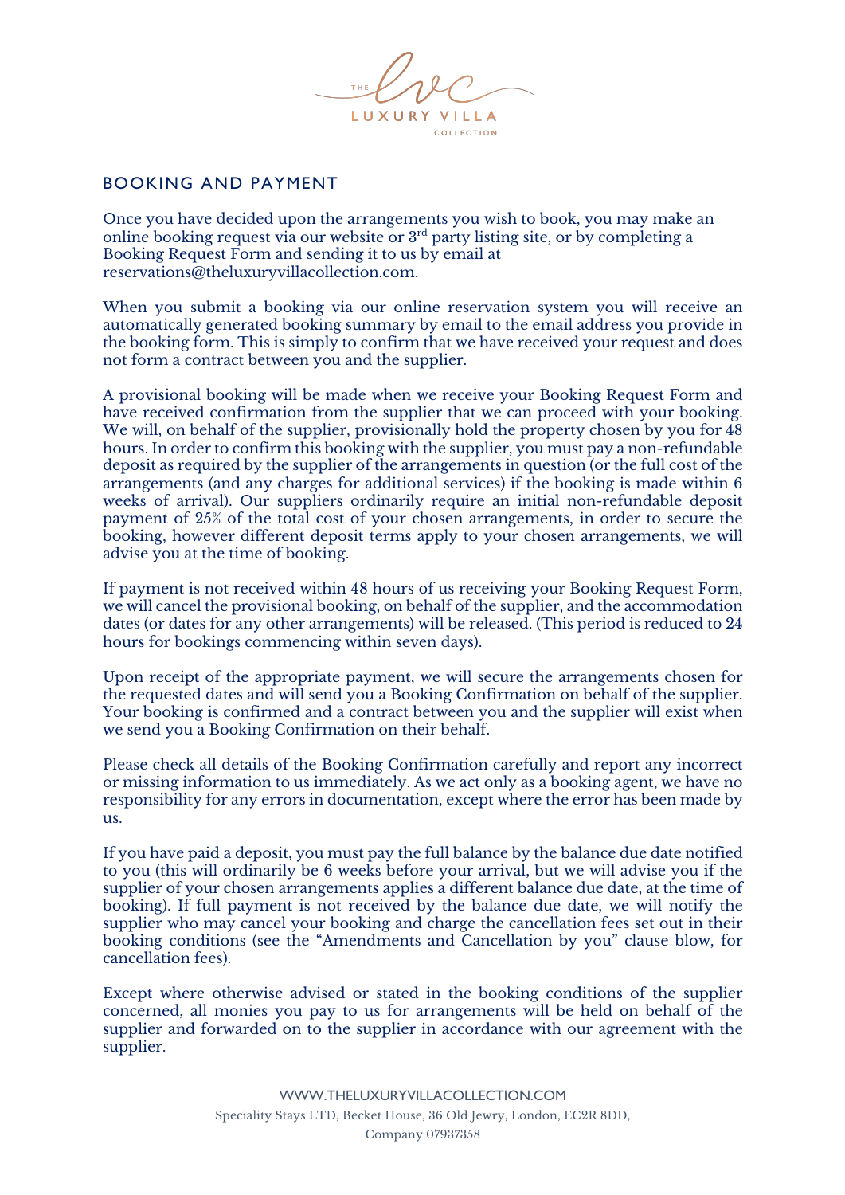## BOOKING AND PAYMENT

Once you have decided upon the arrangements you wish to book, you may make an online booking request via our website or 3rd party listing site, or by completing a Booking Request Form and sending it to us by email at reservations@theluxuryvillacollection.com.

When you submit a booking via our online reservation system you will receive an automatically generated booking summary by email to the email address you provide in the booking form. This is simply to confirm that we have received your request and does not form a contract between you and the supplier.

A provisional booking will be made when we receive your Booking Request Form and have received confirmation from the supplier that we can proceed with your booking. We will, on behalf of the supplier, provisionally hold the property chosen by you for 48 hours. In order to confirm this booking with the supplier, you must pay a non-refundable deposit as required by the supplier of the arrangements in question (or the full cost of the arrangements (and any charges for additional services) if the booking is made within 6 weeks of arrival). Our suppliers ordinarily require an initial non-refundable deposit payment of 25% of the total cost of your chosen arrangements, in order to secure the booking, however different deposit terms apply to your chosen arrangements, we will advise you at the time of booking.

If payment is not received within 48 hours of us receiving your Booking Request Form, we will cancel the provisional booking, on behalf of the supplier, and the accommodation dates (or dates for any other arrangements) will be released. (This period is reduced to 24 hours for bookings commencing within seven days).

Upon receipt of the appropriate payment, we will secure the arrangements chosen for the requested dates and will send you a Booking Confirmation on behalf of the supplier. Your booking is confirmed and a contract between you and the supplier will exist when we send you a Booking Confirmation on their behalf.

Please check all details of the Booking Confirmation carefully and report any incorrect or missing information to us immediately. As we act only as a booking agent, we have no responsibility for any errors in documentation, except where the error has been made by us.

If you have paid a deposit, you must pay the full balance by the balance due date notified to you (this will ordinarily be 6 weeks before your arrival, but we will advise you if the supplier of your chosen arrangements applies a different balance due date, at the time of booking). If full payment is not received by the balance due date, we will notify the supplier who may cancel your booking and charge the cancellation fees set out in their booking conditions (see the "Amendments and Cancellation by you" clause blow, for cancellation fees).

Except where otherwise advised or stated in the booking conditions of the supplier concerned, all monies you pay to us for arrangements will be held on behalf of the supplier and forwarded on to the supplier in accordance with our agreement with the supplier.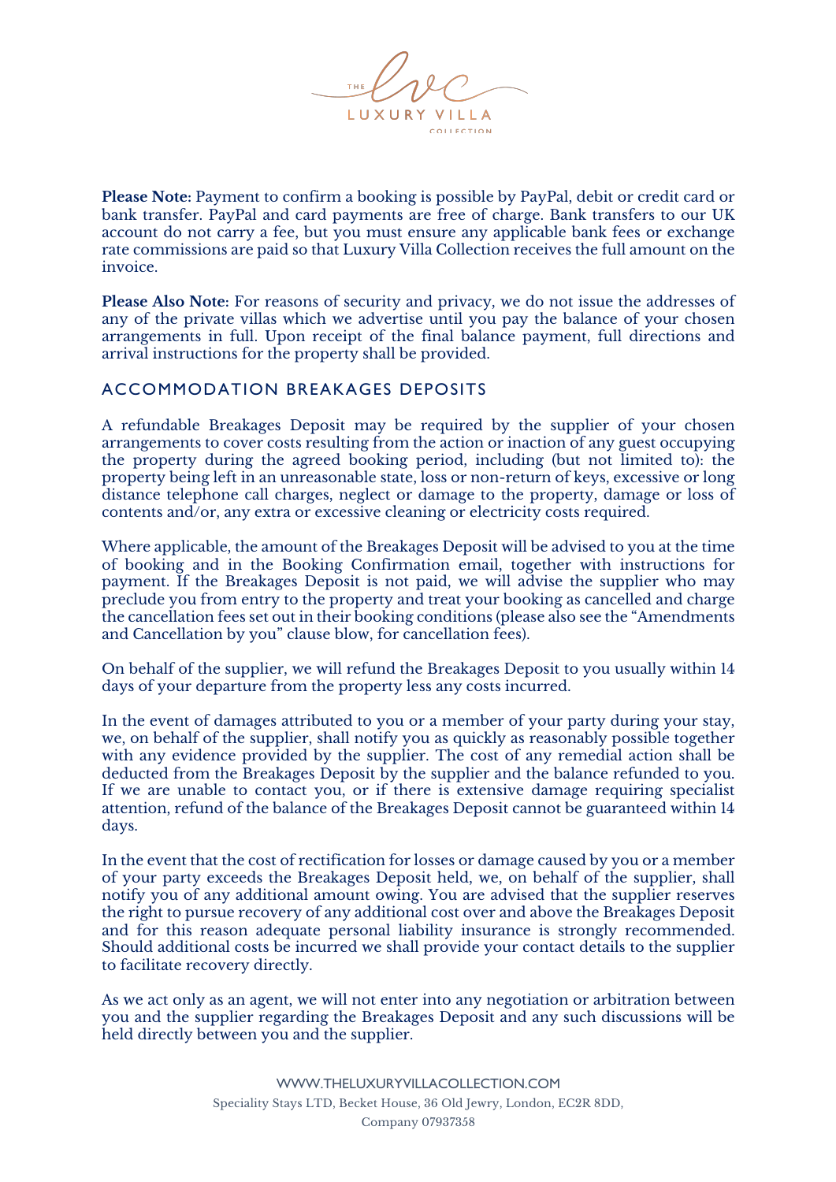**Please Note:** Payment to confirm a booking is possible by PayPal, debit or credit card or bank transfer. PayPal and card payments are free of charge. Bank transfers to our UK account do not carry a fee, but you must ensure any applicable bank fees or exchange rate commissions are paid so that Luxury Villa Collection receives the full amount on the invoice.

**Please Also Note:** For reasons of security and privacy, we do not issue the addresses of any of the private villas which we advertise until you pay the balance of your chosen arrangements in full. Upon receipt of the final balance payment, full directions and arrival instructions for the property shall be provided.

## ACCOMMODATION BREAKAGES DEPOSITS

A refundable Breakages Deposit may be required by the supplier of your chosen arrangements to cover costs resulting from the action or inaction of any guest occupying the property during the agreed booking period, including (but not limited to): the property being left in an unreasonable state, loss or non-return of keys, excessive or long distance telephone call charges, neglect or damage to the property, damage or loss of contents and/or, any extra or excessive cleaning or electricity costs required.

Where applicable, the amount of the Breakages Deposit will be advised to you at the time of booking and in the Booking Confirmation email, together with instructions for payment. If the Breakages Deposit is not paid, we will advise the supplier who may preclude you from entry to the property and treat your booking as cancelled and charge the cancellation fees set out in their booking conditions (please also see the "Amendments and Cancellation by you" clause blow, for cancellation fees).

On behalf of the supplier, we will refund the Breakages Deposit to you usually within 14 days of your departure from the property less any costs incurred.

In the event of damages attributed to you or a member of your party during your stay, we, on behalf of the supplier, shall notify you as quickly as reasonably possible together with any evidence provided by the supplier. The cost of any remedial action shall be deducted from the Breakages Deposit by the supplier and the balance refunded to you. If we are unable to contact you, or if there is extensive damage requiring specialist attention, refund of the balance of the Breakages Deposit cannot be guaranteed within 14 days.

In the event that the cost of rectification for losses or damage caused by you or a member of your party exceeds the Breakages Deposit held, we, on behalf of the supplier, shall notify you of any additional amount owing. You are advised that the supplier reserves the right to pursue recovery of any additional cost over and above the Breakages Deposit and for this reason adequate personal liability insurance is strongly recommended. Should additional costs be incurred we shall provide your contact details to the supplier to facilitate recovery directly.

As we act only as an agent, we will not enter into any negotiation or arbitration between you and the supplier regarding the Breakages Deposit and any such discussions will be held directly between you and the supplier.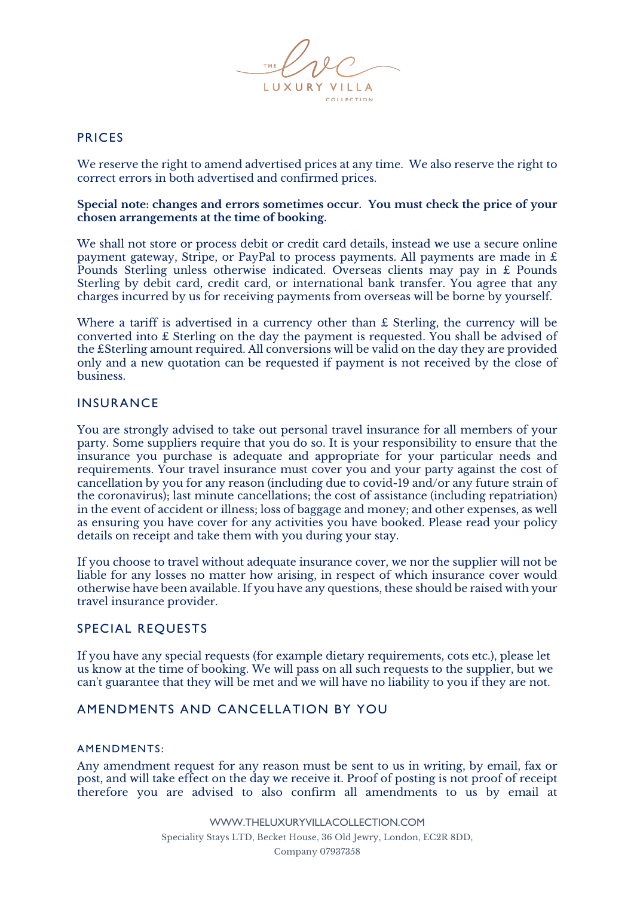## PRICES

We reserve the right to amend advertised prices at any time. We also reserve the right to correct errors in both advertised and confirmed prices.

**Special note: changes and errors sometimes occur. You must check the price of your chosen arrangements at the time of booking.**

We shall not store or process debit or credit card details, instead we use a secure online payment gateway, Stripe, or PayPal to process payments. All payments are made in £ Pounds Sterling unless otherwise indicated. Overseas clients may pay in £ Pounds Sterling by debit card, credit card, or international bank transfer. You agree that any charges incurred by us for receiving payments from overseas will be borne by yourself.

Where a tariff is advertised in a currency other than £ Sterling, the currency will be converted into £ Sterling on the day the payment is requested. You shall be advised of the £Sterling amount required. All conversions will be valid on the day they are provided only and a new quotation can be requested if payment is not received by the close of business.

## INSURANCE

You are strongly advised to take out personal travel insurance for all members of your party. Some suppliers require that you do so. It is your responsibility to ensure that the insurance you purchase is adequate and appropriate for your particular needs and requirements. Your travel insurance must cover you and your party against the cost of cancellation by you for any reason (including due to covid-19 and/or any future strain of the coronavirus); last minute cancellations; the cost of assistance (including repatriation) in the event of accident or illness; loss of baggage and money; and other expenses, as well as ensuring you have cover for any activities you have booked. Please read your policy details on receipt and take them with you during your stay.

If you choose to travel without adequate insurance cover, we nor the supplier will not be liable for any losses no matter how arising, in respect of which insurance cover would otherwise have been available. If you have any questions, these should be raised with your travel insurance provider.

## SPECIAL REQUESTS

If you have any special requests (for example dietary requirements, cots etc.), please let us know at the time of booking. We will pass on all such requests to the supplier, but we can't guarantee that they will be met and we will have no liability to you if they are not.

## AMENDMENTS AND CANCELLATION BY YOU

### AMENDMENTS:

Any amendment request for any reason must be sent to us in writing, by email, fax or post, and will take effect on the day we receive it. Proof of posting is not proof of receipt therefore you are advised to also confirm all amendments to us by email at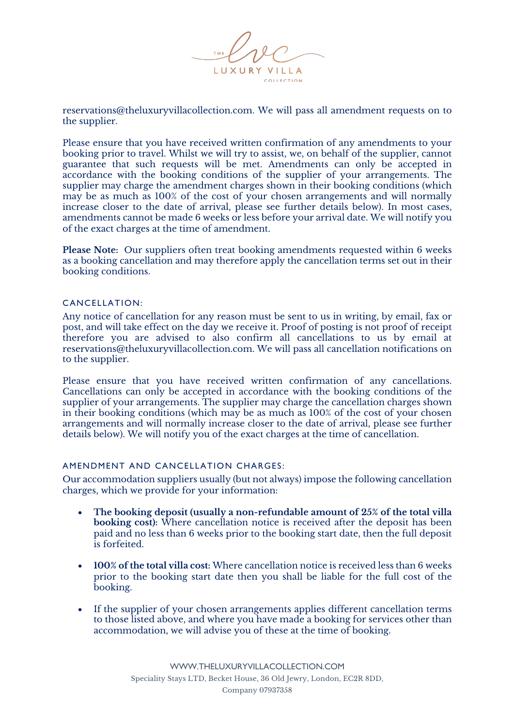reservations@theluxuryvillacollection.com. We will pass all amendment requests on to the supplier.

Please ensure that you have received written confirmation of any amendments to your booking prior to travel. Whilst we will try to assist, we, on behalf of the supplier, cannot guarantee that such requests will be met. Amendments can only be accepted in accordance with the booking conditions of the supplier of your arrangements. The supplier may charge the amendment charges shown in their booking conditions (which may be as much as 100% of the cost of your chosen arrangements and will normally increase closer to the date of arrival, please see further details below). In most cases, amendments cannot be made 6 weeks or less before your arrival date. We will notify you of the exact charges at the time of amendment.

**Please Note:** Our suppliers often treat booking amendments requested within 6 weeks as a booking cancellation and may therefore apply the cancellation terms set out in their booking conditions.

## CANCELLATION:

Any notice of cancellation for any reason must be sent to us in writing, by email, fax or post, and will take effect on the day we receive it. Proof of posting is not proof of receipt therefore you are advised to also confirm all cancellations to us by email at reservations@theluxuryvillacollection.com. We will pass all cancellation notifications on to the supplier.

Please ensure that you have received written confirmation of any cancellations. Cancellations can only be accepted in accordance with the booking conditions of the supplier of your arrangements. The supplier may charge the cancellation charges shown in their booking conditions (which may be as much as 100% of the cost of your chosen arrangements and will normally increase closer to the date of arrival, please see further details below). We will notify you of the exact charges at the time of cancellation.

## AMENDMENT AND CANCELLATION CHARGES:

Our accommodation suppliers usually (but not always) impose the following cancellation charges, which we provide for your information:

- **The booking deposit (usually a non-refundable amount of 25% of the total villa booking cost):** Where cancellation notice is received after the deposit has been paid and no less than 6 weeks prior to the booking start date, then the full deposit is forfeited.
- **100% of the total villa cost:** Where cancellation notice is received less than 6 weeks prior to the booking start date then you shall be liable for the full cost of the booking.
- If the supplier of your chosen arrangements applies different cancellation terms to those listed above, and where you have made a booking for services other than accommodation, we will advise you of these at the time of booking.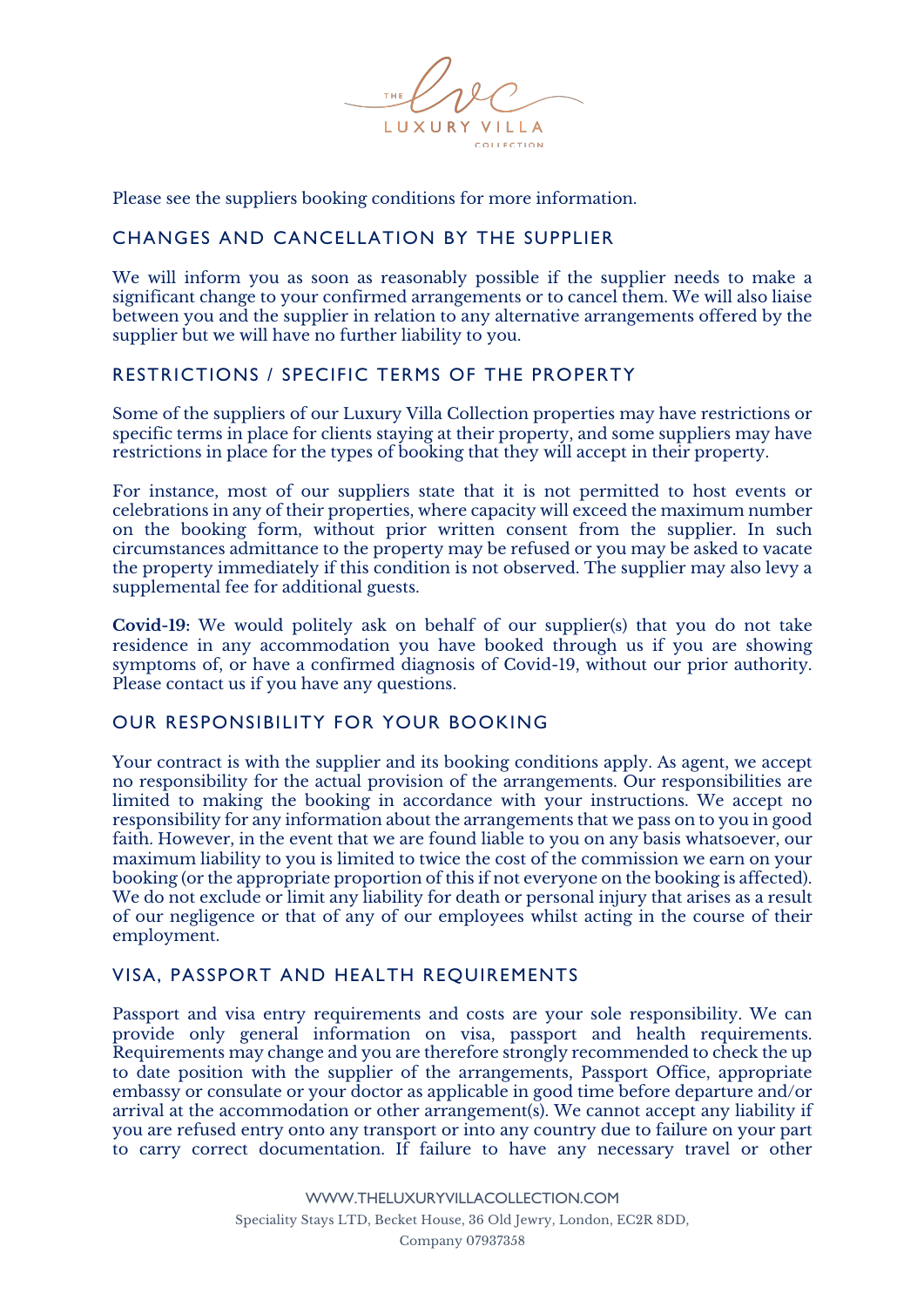Please see the suppliers booking conditions for more information.

## CHANGES AND CANCELLATION BY THE SUPPLIER

We will inform you as soon as reasonably possible if the supplier needs to make a significant change to your confirmed arrangements or to cancel them. We will also liaise between you and the supplier in relation to any alternative arrangements offered by the supplier but we will have no further liability to you.

## RESTRICTIONS / SPECIFIC TERMS OF THE PROPERTY

Some of the suppliers of our Luxury Villa Collection properties may have restrictions or specific terms in place for clients staying at their property, and some suppliers may have restrictions in place for the types of booking that they will accept in their property.

For instance, most of our suppliers state that it is not permitted to host events or celebrations in any of their properties, where capacity will exceed the maximum number on the booking form, without prior written consent from the supplier. In such circumstances admittance to the property may be refused or you may be asked to vacate the property immediately if this condition is not observed. The supplier may also levy a supplemental fee for additional guests.

**Covid-19:** We would politely ask on behalf of our supplier(s) that you do not take residence in any accommodation you have booked through us if you are showing symptoms of, or have a confirmed diagnosis of Covid-19, without our prior authority. Please contact us if you have any questions.

## OUR RESPONSIBILITY FOR YOUR BOOKING

Your contract is with the supplier and its booking conditions apply. As agent, we accept no responsibility for the actual provision of the arrangements. Our responsibilities are limited to making the booking in accordance with your instructions. We accept no responsibility for any information about the arrangements that we pass on to you in good faith. However, in the event that we are found liable to you on any basis whatsoever, our maximum liability to you is limited to twice the cost of the commission we earn on your booking (or the appropriate proportion of this if not everyone on the booking is affected). We do not exclude or limit any liability for death or personal injury that arises as a result of our negligence or that of any of our employees whilst acting in the course of their employment.

## VISA, PASSPORT AND HEALTH REQUIREMENTS

Passport and visa entry requirements and costs are your sole responsibility. We can provide only general information on visa, passport and health requirements. Requirements may change and you are therefore strongly recommended to check the up to date position with the supplier of the arrangements, Passport Office, appropriate embassy or consulate or your doctor as applicable in good time before departure and/or arrival at the accommodation or other arrangement(s). We cannot accept any liability if you are refused entry onto any transport or into any country due to failure on your part to carry correct documentation. If failure to have any necessary travel or other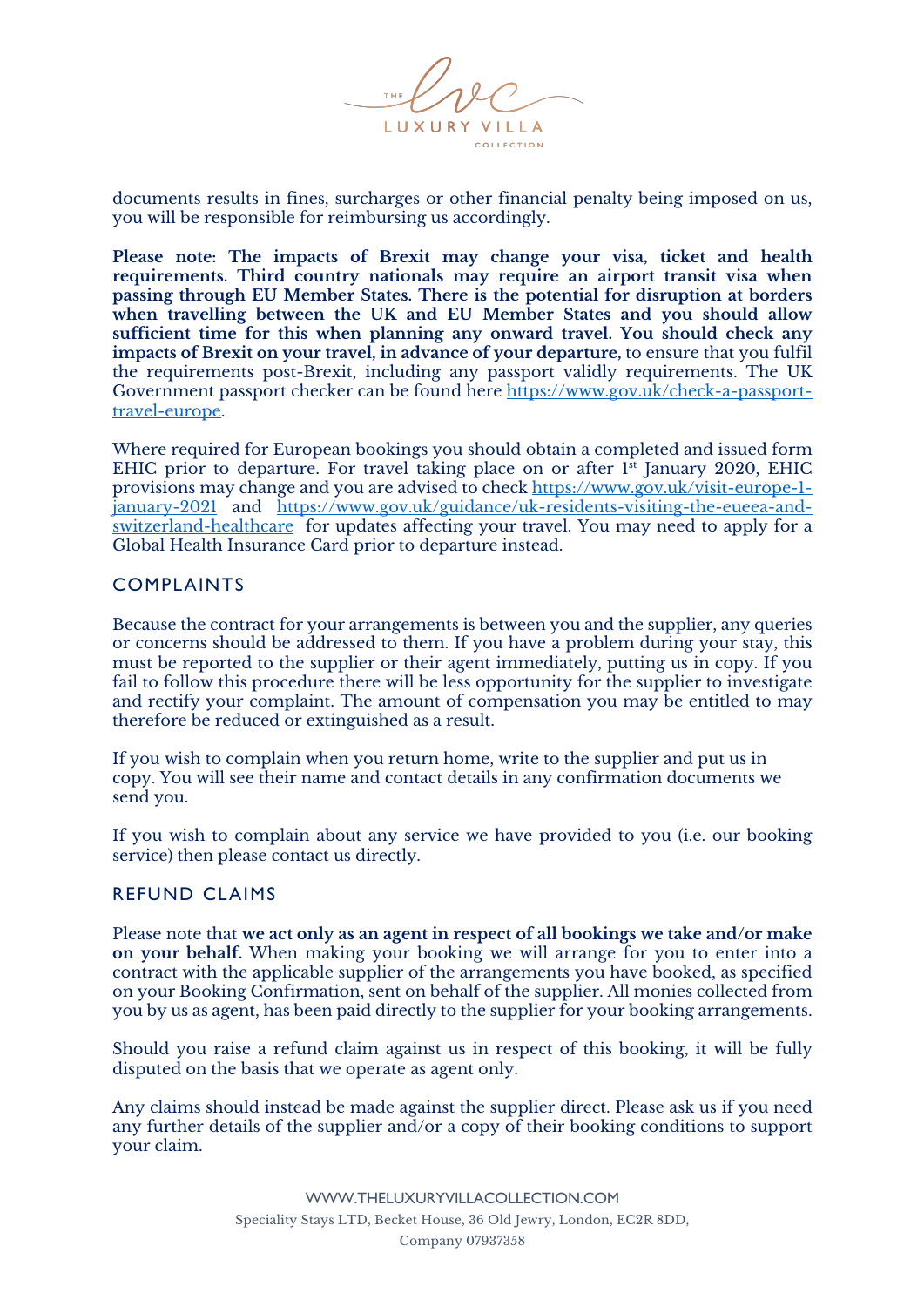documents results in fines, surcharges or other financial penalty being imposed on us, you will be responsible for reimbursing us accordingly.

**Please note: The impacts of Brexit may change your visa, ticket and health requirements. Third country nationals may require an airport transit visa when passing through EU Member States. There is the potential for disruption at borders when travelling between the UK and EU Member States and you should allow sufficient time for this when planning any onward travel. You should check any impacts of Brexit on your travel, in advance of your departure,** to ensure that you fulfil the requirements post-Brexit, including any passport validly requirements. The UK Government passport checker can be found here [https://www.gov.uk/check-a-passport-travel-europe](https://www.gov.uk/check-a-passport-travel-europe).

Where required for European bookings you should obtain a completed and issued form EHIC prior to departure. For travel taking place on or after 1st January 2020, EHIC provisions may change and you are advised to check [https://www.gov.uk/visit-europe-1-january-2021](https://www.gov.uk/visit-europe-1-january-2021) and [https://www.gov.uk/guidance/uk-residents-visiting-the-eueea-and-switzerland-healthcare](https://www.gov.uk/guidance/uk-residents-visiting-the-eueea-and-switzerland-healthcare) for updates affecting your travel. You may need to apply for a Global Health Insurance Card prior to departure instead.

## COMPLAINTS

Because the contract for your arrangements is between you and the supplier, any queries or concerns should be addressed to them. If you have a problem during your stay, this must be reported to the supplier or their agent immediately, putting us in copy. If you fail to follow this procedure there will be less opportunity for the supplier to investigate and rectify your complaint. The amount of compensation you may be entitled to may therefore be reduced or extinguished as a result.

If you wish to complain when you return home, write to the supplier and put us in copy. You will see their name and contact details in any confirmation documents we send you.

If you wish to complain about any service we have provided to you (i.e. our booking service) then please contact us directly.

## REFUND CLAIMS

Please note that **we act only as an agent in respect of all bookings we take and/or make on your behalf.** When making your booking we will arrange for you to enter into a contract with the applicable supplier of the arrangements you have booked, as specified on your Booking Confirmation, sent on behalf of the supplier. All monies collected from you by us as agent, has been paid directly to the supplier for your booking arrangements.

Should you raise a refund claim against us in respect of this booking, it will be fully disputed on the basis that we operate as agent only.

Any claims should instead be made against the supplier direct. Please ask us if you need any further details of the supplier and/or a copy of their booking conditions to support your claim.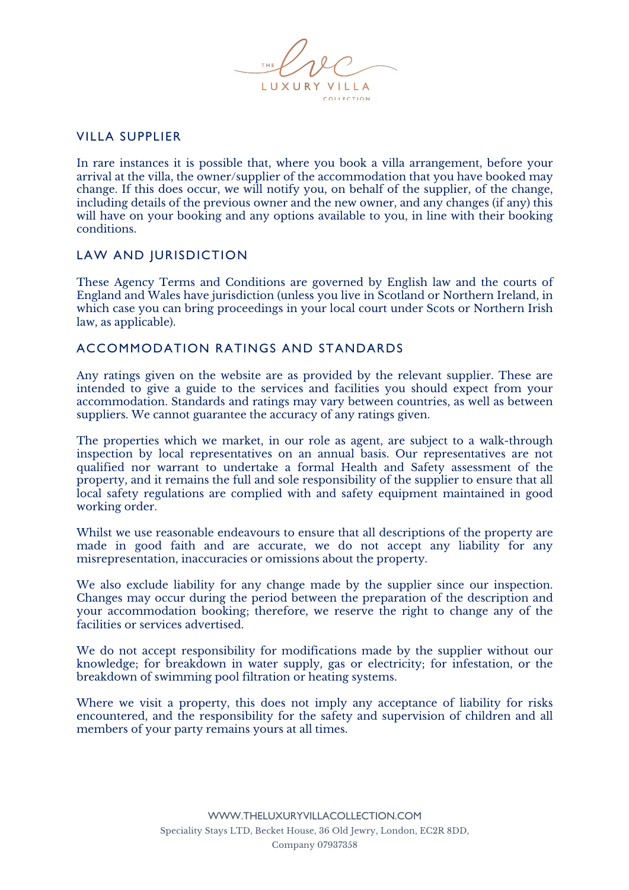## VILLA SUPPLIER

In rare instances it is possible that, where you book a villa arrangement, before your arrival at the villa, the owner/supplier of the accommodation that you have booked may change. If this does occur, we will notify you, on behalf of the supplier, of the change, including details of the previous owner and the new owner, and any changes (if any) this will have on your booking and any options available to you, in line with their booking conditions.

## LAW AND JURISDICTION

These Agency Terms and Conditions are governed by English law and the courts of England and Wales have jurisdiction (unless you live in Scotland or Northern Ireland, in which case you can bring proceedings in your local court under Scots or Northern Irish law, as applicable).

## ACCOMMODATION RATINGS AND STANDARDS

Any ratings given on the website are as provided by the relevant supplier. These are intended to give a guide to the services and facilities you should expect from your accommodation. Standards and ratings may vary between countries, as well as between suppliers. We cannot guarantee the accuracy of any ratings given.

The properties which we market, in our role as agent, are subject to a walk-through inspection by local representatives on an annual basis. Our representatives are not qualified nor warrant to undertake a formal Health and Safety assessment of the property, and it remains the full and sole responsibility of the supplier to ensure that all local safety regulations are complied with and safety equipment maintained in good working order.

Whilst we use reasonable endeavours to ensure that all descriptions of the property are made in good faith and are accurate, we do not accept any liability for any misrepresentation, inaccuracies or omissions about the property.

We also exclude liability for any change made by the supplier since our inspection. Changes may occur during the period between the preparation of the description and your accommodation booking; therefore, we reserve the right to change any of the facilities or services advertised.

We do not accept responsibility for modifications made by the supplier without our knowledge; for breakdown in water supply, gas or electricity; for infestation, or the breakdown of swimming pool filtration or heating systems.

Where we visit a property, this does not imply any acceptance of liability for risks encountered, and the responsibility for the safety and supervision of children and all members of your party remains yours at all times.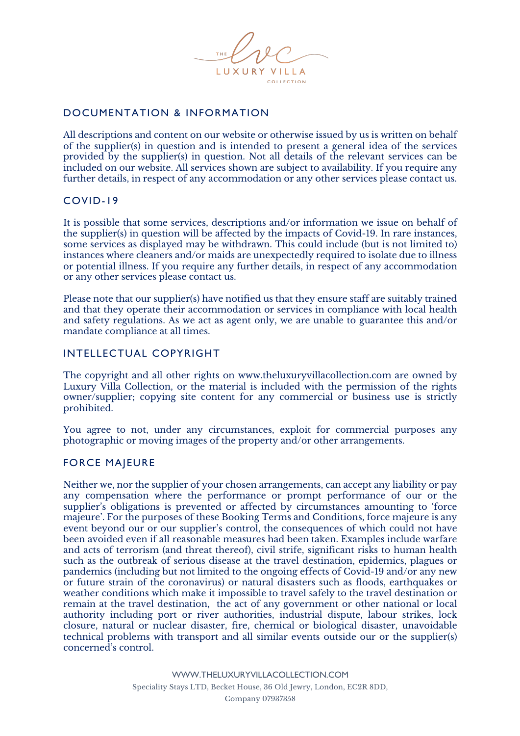## DOCUMENTATION & INFORMATION

All descriptions and content on our website or otherwise issued by us is written on behalf of the supplier(s) in question and is intended to present a general idea of the services provided by the supplier(s) in question. Not all details of the relevant services can be included on our website. All services shown are subject to availability. If you require any further details, in respect of any accommodation or any other services please contact us.

## COVID-19

It is possible that some services, descriptions and/or information we issue on behalf of the supplier(s) in question will be affected by the impacts of Covid-19. In rare instances, some services as displayed may be withdrawn. This could include (but is not limited to) instances where cleaners and/or maids are unexpectedly required to isolate due to illness or potential illness. If you require any further details, in respect of any accommodation or any other services please contact us.

Please note that our supplier(s) have notified us that they ensure staff are suitably trained and that they operate their accommodation or services in compliance with local health and safety regulations. As we act as agent only, we are unable to guarantee this and/or mandate compliance at all times.

## INTELLECTUAL COPYRIGHT

The copyright and all other rights on www.theluxuryvillacollection.com are owned by Luxury Villa Collection, or the material is included with the permission of the rights owner/supplier; copying site content for any commercial or business use is strictly prohibited.

You agree to not, under any circumstances, exploit for commercial purposes any photographic or moving images of the property and/or other arrangements.

## FORCE MAJEURE

Neither we, nor the supplier of your chosen arrangements, can accept any liability or pay any compensation where the performance or prompt performance of our or the supplier's obligations is prevented or affected by circumstances amounting to 'force majeure'. For the purposes of these Booking Terms and Conditions, force majeure is any event beyond our or our supplier's control, the consequences of which could not have been avoided even if all reasonable measures had been taken. Examples include warfare and acts of terrorism (and threat thereof), civil strife, significant risks to human health such as the outbreak of serious disease at the travel destination, epidemics, plagues or pandemics (including but not limited to the ongoing effects of Covid-19 and/or any new or future strain of the coronavirus) or natural disasters such as floods, earthquakes or weather conditions which make it impossible to travel safely to the travel destination or remain at the travel destination, the act of any government or other national or local authority including port or river authorities, industrial dispute, labour strikes, lock closure, natural or nuclear disaster, fire, chemical or biological disaster, unavoidable technical problems with transport and all similar events outside our or the supplier(s) concerned's control.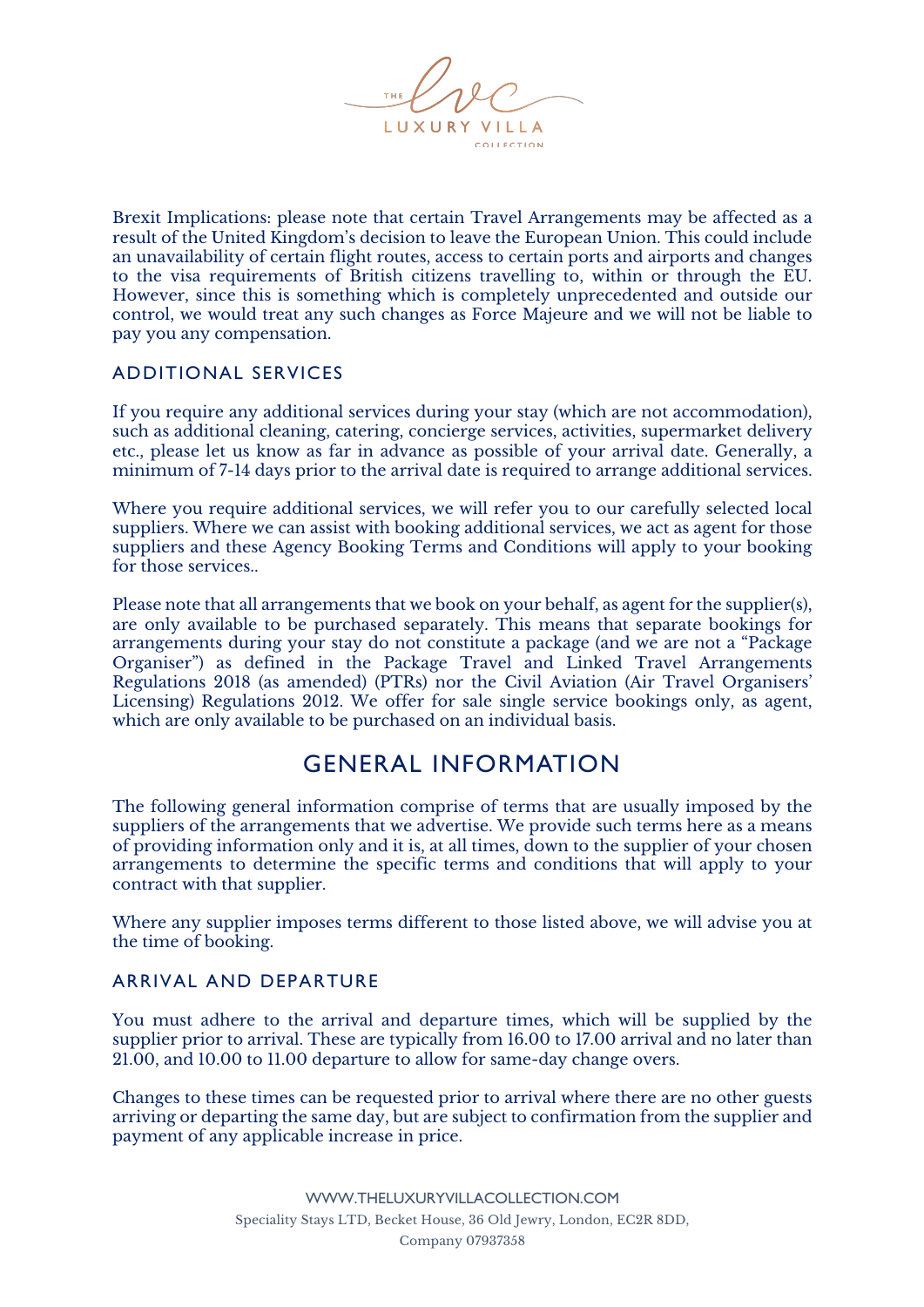Brexit Implications: please note that certain Travel Arrangements may be affected as a result of the United Kingdom's decision to leave the European Union. This could include an unavailability of certain flight routes, access to certain ports and airports and changes to the visa requirements of British citizens travelling to, within or through the EU. However, since this is something which is completely unprecedented and outside our control, we would treat any such changes as Force Majeure and we will not be liable to pay you any compensation.

### ADDITIONAL SERVICES

If you require any additional services during your stay (which are not accommodation), such as additional cleaning, catering, concierge services, activities, supermarket delivery etc., please let us know as far in advance as possible of your arrival date. Generally, a minimum of 7-14 days prior to the arrival date is required to arrange additional services.

Where you require additional services, we will refer you to our carefully selected local suppliers. Where we can assist with booking additional services, we act as agent for those suppliers and these Agency Booking Terms and Conditions will apply to your booking for those services..

Please note that all arrangements that we book on your behalf, as agent for the supplier(s), are only available to be purchased separately. This means that separate bookings for arrangements during your stay do not constitute a package (and we are not a "Package Organiser") as defined in the Package Travel and Linked Travel Arrangements Regulations 2018 (as amended) (PTRs) nor the Civil Aviation (Air Travel Organisers' Licensing) Regulations 2012. We offer for sale single service bookings only, as agent, which are only available to be purchased on an individual basis.

## GENERAL INFORMATION

The following general information comprise of terms that are usually imposed by the suppliers of the arrangements that we advertise. We provide such terms here as a means of providing information only and it is, at all times, down to the supplier of your chosen arrangements to determine the specific terms and conditions that will apply to your contract with that supplier.

Where any supplier imposes terms different to those listed above, we will advise you at the time of booking.

### ARRIVAL AND DEPARTURE

You must adhere to the arrival and departure times, which will be supplied by the supplier prior to arrival. These are typically from 16.00 to 17.00 arrival and no later than 21.00, and 10.00 to 11.00 departure to allow for same-day change overs.

Changes to these times can be requested prior to arrival where there are no other guests arriving or departing the same day, but are subject to confirmation from the supplier and payment of any applicable increase in price.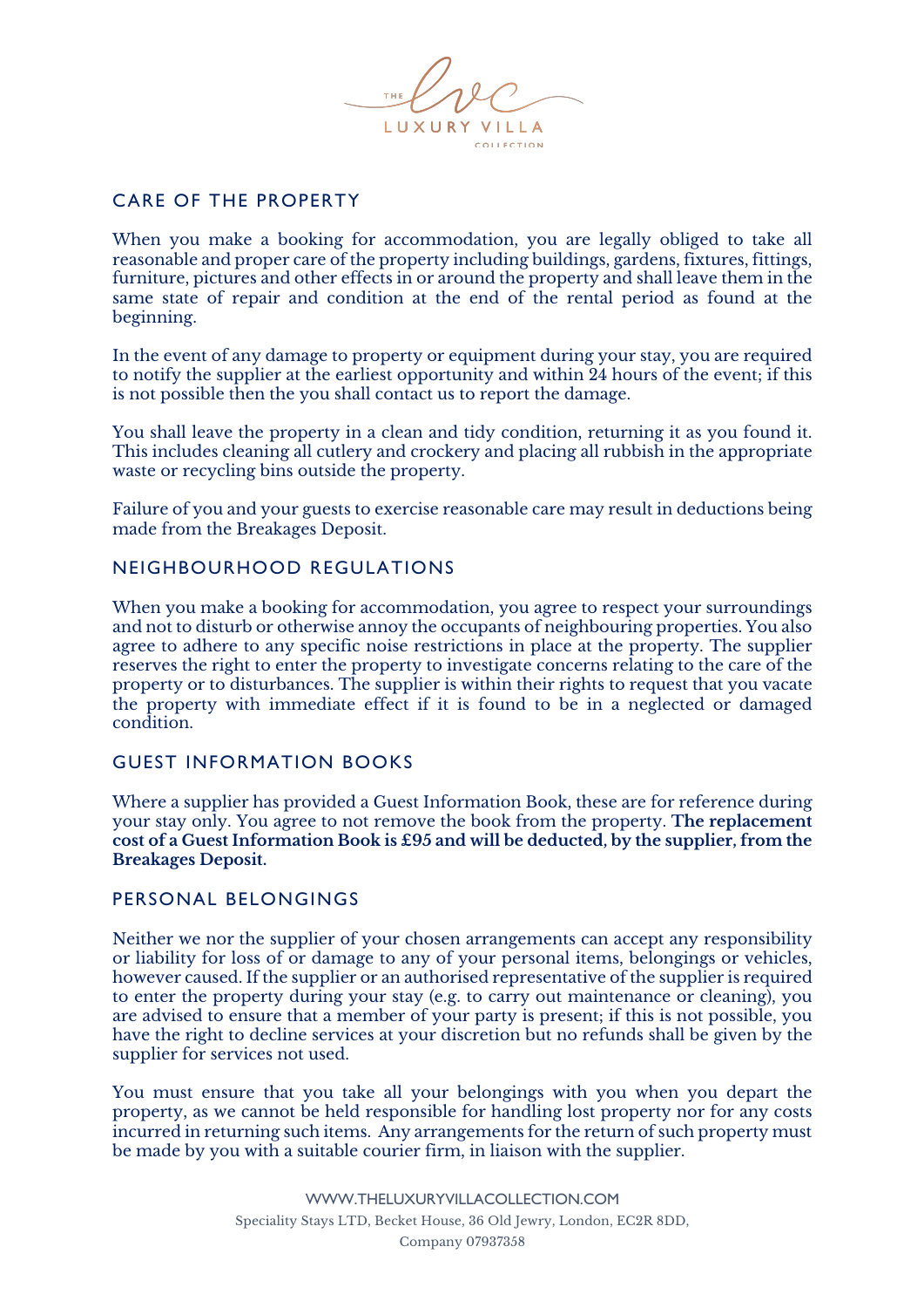## CARE OF THE PROPERTY

When you make a booking for accommodation, you are legally obliged to take all reasonable and proper care of the property including buildings, gardens, fixtures, fittings, furniture, pictures and other effects in or around the property and shall leave them in the same state of repair and condition at the end of the rental period as found at the beginning.

In the event of any damage to property or equipment during your stay, you are required to notify the supplier at the earliest opportunity and within 24 hours of the event; if this is not possible then the you shall contact us to report the damage.

You shall leave the property in a clean and tidy condition, returning it as you found it. This includes cleaning all cutlery and crockery and placing all rubbish in the appropriate waste or recycling bins outside the property.

Failure of you and your guests to exercise reasonable care may result in deductions being made from the Breakages Deposit.

## NEIGHBOURHOOD REGULATIONS

When you make a booking for accommodation, you agree to respect your surroundings and not to disturb or otherwise annoy the occupants of neighbouring properties. You also agree to adhere to any specific noise restrictions in place at the property. The supplier reserves the right to enter the property to investigate concerns relating to the care of the property or to disturbances. The supplier is within their rights to request that you vacate the property with immediate effect if it is found to be in a neglected or damaged condition.

## GUEST INFORMATION BOOKS

Where a supplier has provided a Guest Information Book, these are for reference during your stay only. You agree to not remove the book from the property. **The replacement cost of a Guest Information Book is £95 and will be deducted, by the supplier, from the Breakages Deposit.**

## PERSONAL BELONGINGS

Neither we nor the supplier of your chosen arrangements can accept any responsibility or liability for loss of or damage to any of your personal items, belongings or vehicles, however caused. If the supplier or an authorised representative of the supplier is required to enter the property during your stay (e.g. to carry out maintenance or cleaning), you are advised to ensure that a member of your party is present; if this is not possible, you have the right to decline services at your discretion but no refunds shall be given by the supplier for services not used.

You must ensure that you take all your belongings with you when you depart the property, as we cannot be held responsible for handling lost property nor for any costs incurred in returning such items. Any arrangements for the return of such property must be made by you with a suitable courier firm, in liaison with the supplier.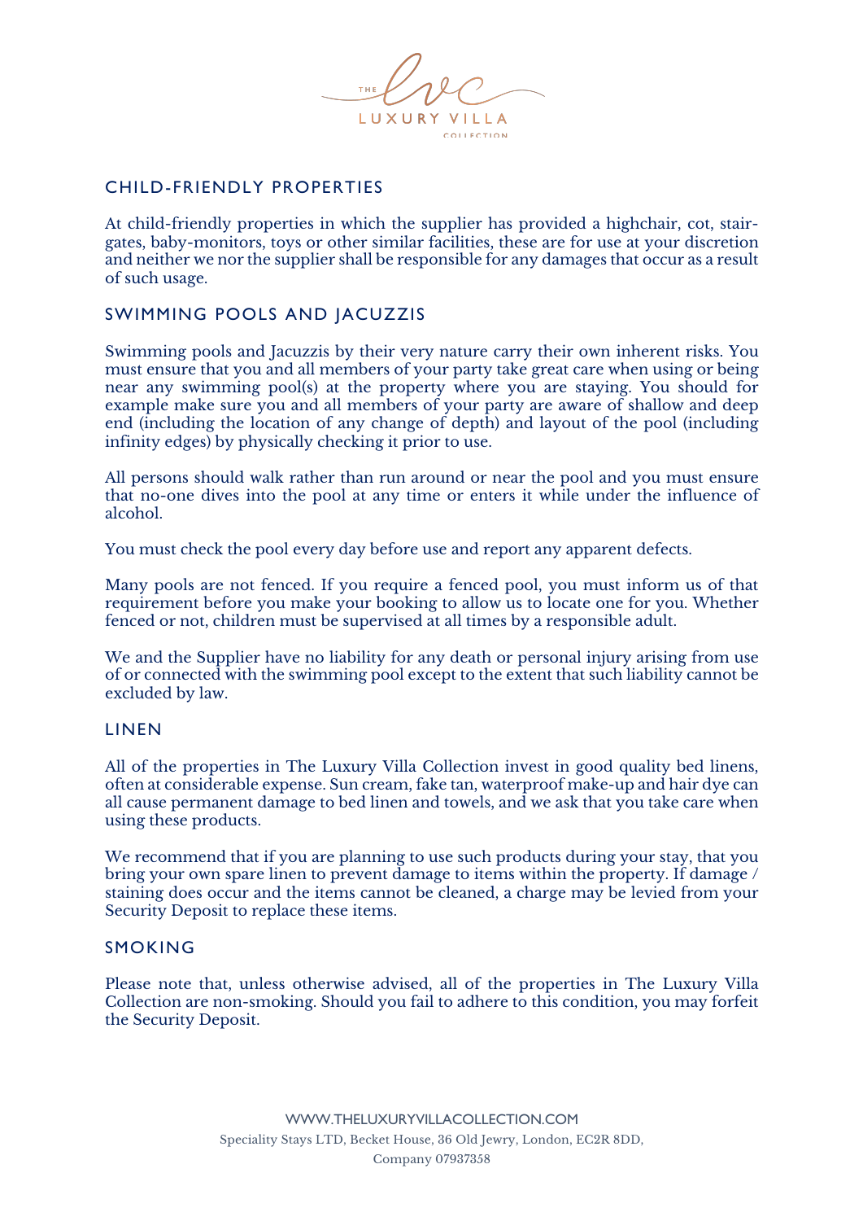## CHILD-FRIENDLY PROPERTIES

At child-friendly properties in which the supplier has provided a highchair, cot, stair-gates, baby-monitors, toys or other similar facilities, these are for use at your discretion and neither we nor the supplier shall be responsible for any damages that occur as a result of such usage.

## SWIMMING POOLS AND JACUZZIS

Swimming pools and Jacuzzis by their very nature carry their own inherent risks. You must ensure that you and all members of your party take great care when using or being near any swimming pool(s) at the property where you are staying. You should for example make sure you and all members of your party are aware of shallow and deep end (including the location of any change of depth) and layout of the pool (including infinity edges) by physically checking it prior to use.

All persons should walk rather than run around or near the pool and you must ensure that no-one dives into the pool at any time or enters it while under the influence of alcohol.

You must check the pool every day before use and report any apparent defects.

Many pools are not fenced. If you require a fenced pool, you must inform us of that requirement before you make your booking to allow us to locate one for you. Whether fenced or not, children must be supervised at all times by a responsible adult.

We and the Supplier have no liability for any death or personal injury arising from use of or connected with the swimming pool except to the extent that such liability cannot be excluded by law.

## LINEN

All of the properties in The Luxury Villa Collection invest in good quality bed linens, often at considerable expense. Sun cream, fake tan, waterproof make-up and hair dye can all cause permanent damage to bed linen and towels, and we ask that you take care when using these products.

We recommend that if you are planning to use such products during your stay, that you bring your own spare linen to prevent damage to items within the property. If damage / staining does occur and the items cannot be cleaned, a charge may be levied from your Security Deposit to replace these items.

## SMOKING

Please note that, unless otherwise advised, all of the properties in The Luxury Villa Collection are non-smoking. Should you fail to adhere to this condition, you may forfeit the Security Deposit.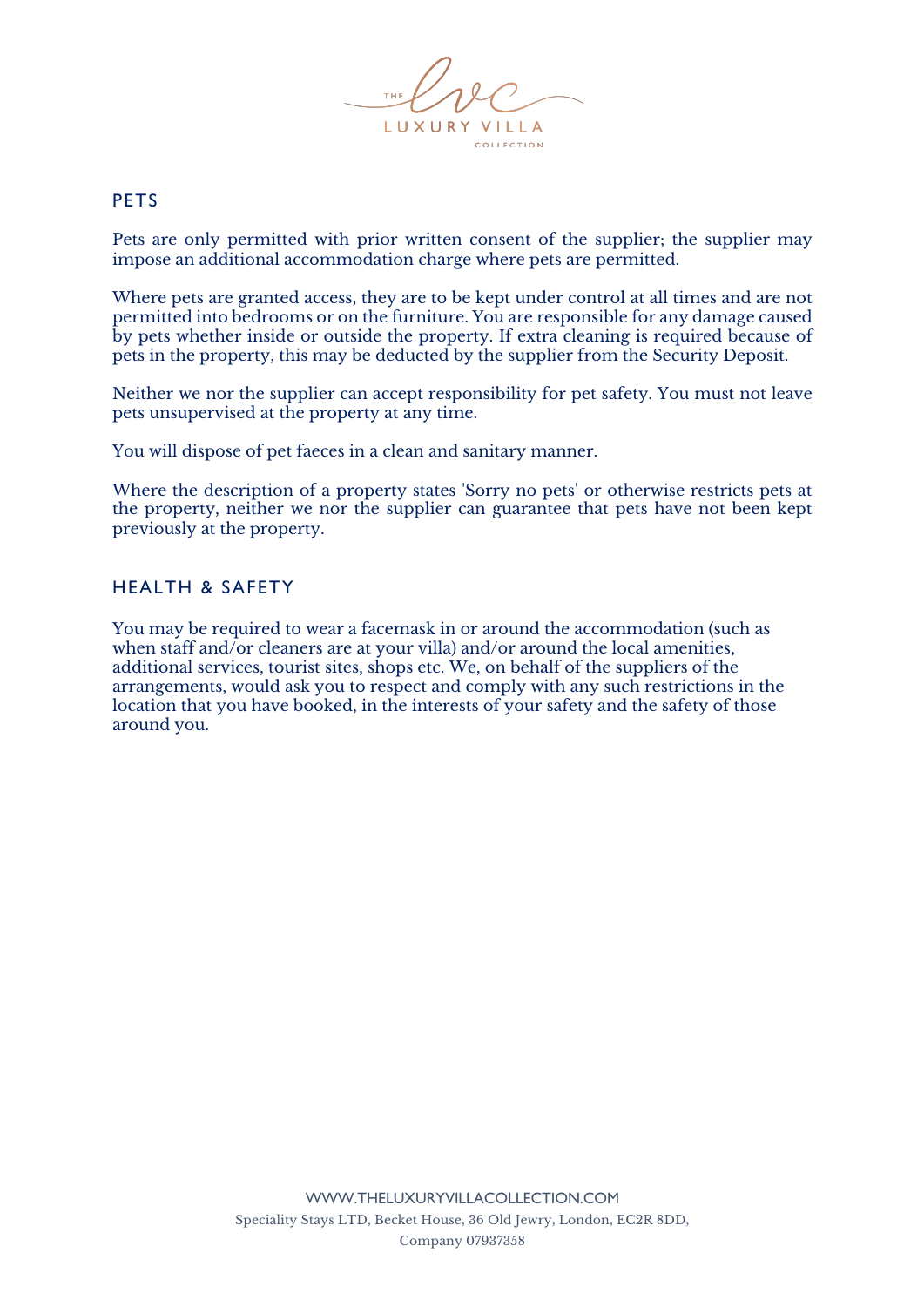## PETS

Pets are only permitted with prior written consent of the supplier; the supplier may impose an additional accommodation charge where pets are permitted.

Where pets are granted access, they are to be kept under control at all times and are not permitted into bedrooms or on the furniture. You are responsible for any damage caused by pets whether inside or outside the property. If extra cleaning is required because of pets in the property, this may be deducted by the supplier from the Security Deposit.

Neither we nor the supplier can accept responsibility for pet safety. You must not leave pets unsupervised at the property at any time.

You will dispose of pet faeces in a clean and sanitary manner.

Where the description of a property states 'Sorry no pets' or otherwise restricts pets at the property, neither we nor the supplier can guarantee that pets have not been kept previously at the property.

## HEALTH & SAFETY

You may be required to wear a facemask in or around the accommodation (such as when staff and/or cleaners are at your villa) and/or around the local amenities, additional services, tourist sites, shops etc. We, on behalf of the suppliers of the arrangements, would ask you to respect and comply with any such restrictions in the location that you have booked, in the interests of your safety and the safety of those around you.